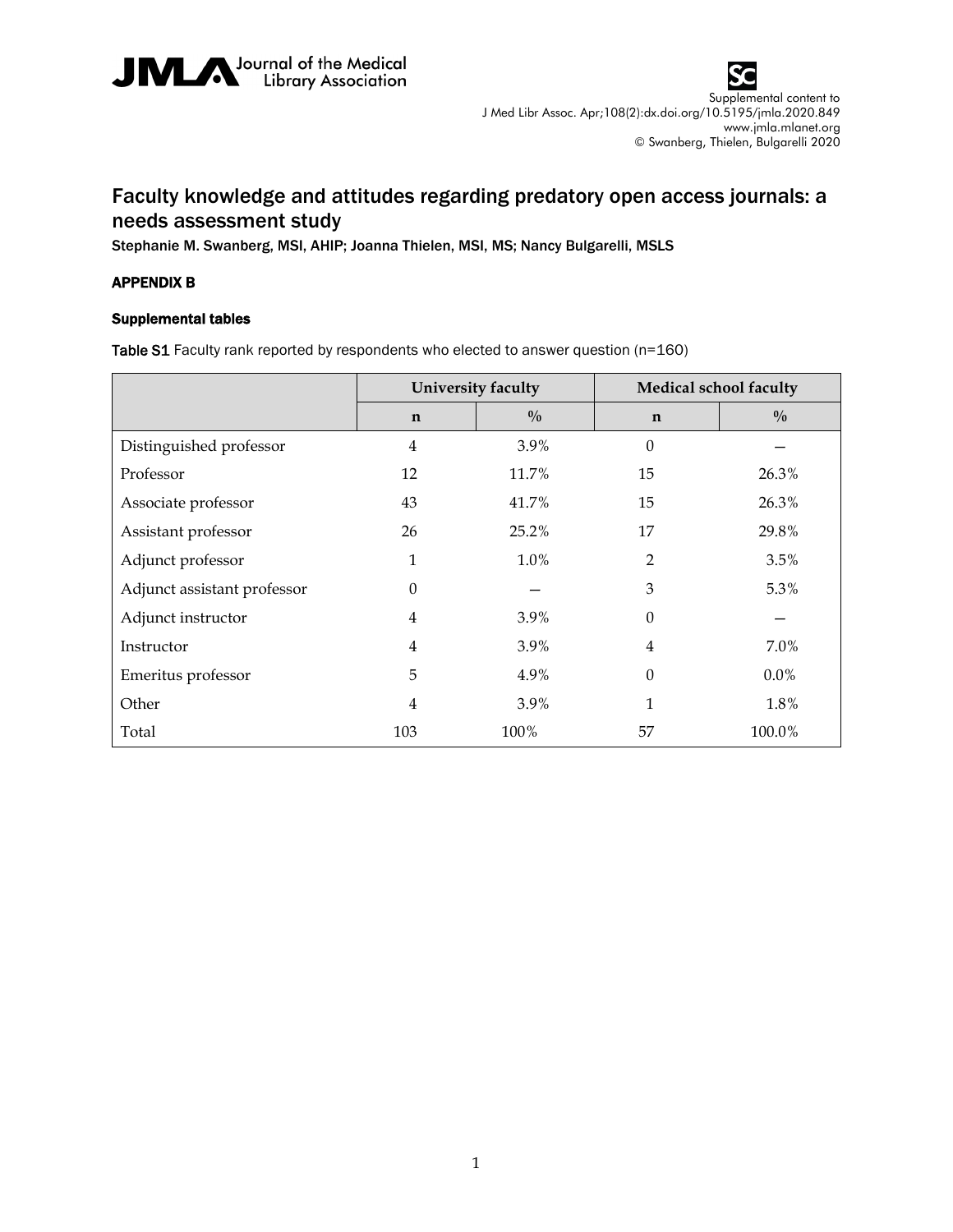Supplemental content to J Med Libr Assoc. Apr;108(2):dx.doi.org/10.5195/jmla.2020.849
www.jmla.mlanet.org
© Swanberg, Thielen, Bulgarelli 2020

# Faculty knowledge and attitudes regarding predatory open access journals: a needs assessment study

**Stephanie M. Swanberg, MSI, AHIP; Joanna Thielen, MSI, MS; Nancy Bulgarelli, MSLS**

## APPENDIX B

### Supplemental tables

**Table S1** Faculty rank reported by respondents who elected to answer question (n=160)

| | University faculty | | Medical school faculty | |
|---|---|---|---|---|
| | n | % | n | % |
| Distinguished professor | 4 | 3.9% | 0 | — |
| Professor | 12 | 11.7% | 15 | 26.3% |
| Associate professor | 43 | 41.7% | 15 | 26.3% |
| Assistant professor | 26 | 25.2% | 17 | 29.8% |
| Adjunct professor | 1 | 1.0% | 2 | 3.5% |
| Adjunct assistant professor | 0 | — | 3 | 5.3% |
| Adjunct instructor | 4 | 3.9% | 0 | — |
| Instructor | 4 | 3.9% | 4 | 7.0% |
| Emeritus professor | 5 | 4.9% | 0 | 0.0% |
| Other | 4 | 3.9% | 1 | 1.8% |
| Total | 103 | 100% | 57 | 100.0% |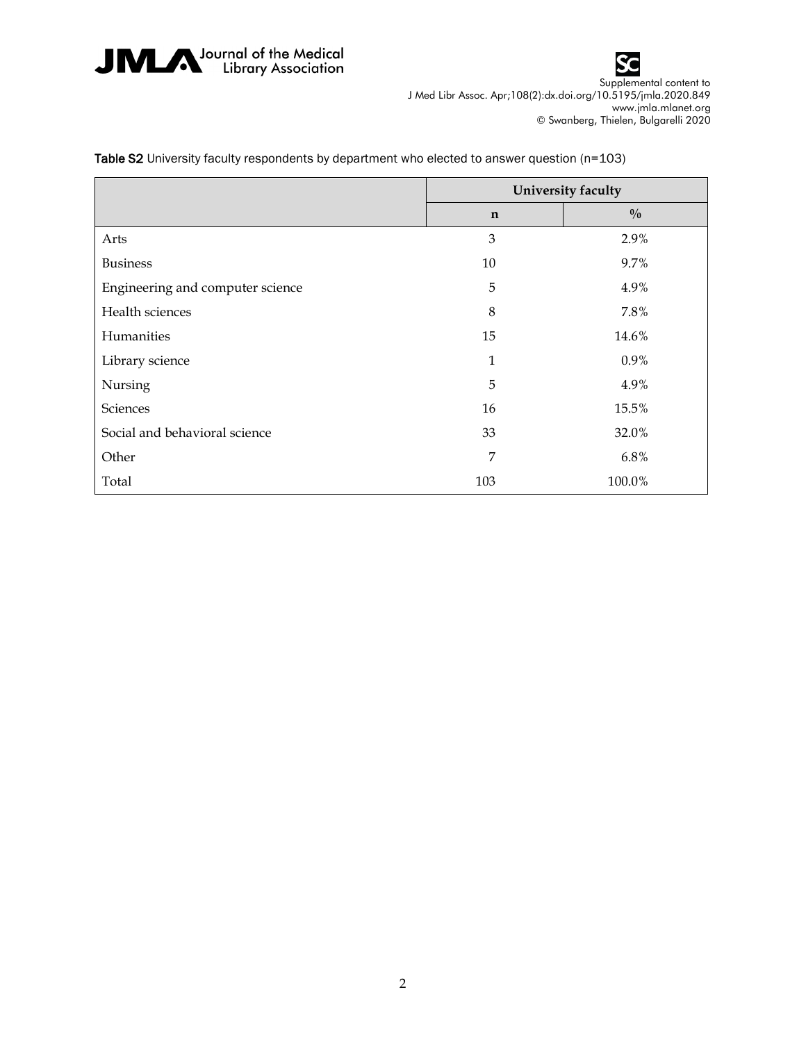**Table S2** University faculty respondents by department who elected to answer question (n=103)

| | University faculty | |
|---|---|---|
| | **n** | **%** |
| Arts | 3 | 2.9% |
| Business | 10 | 9.7% |
| Engineering and computer science | 5 | 4.9% |
| Health sciences | 8 | 7.8% |
| Humanities | 15 | 14.6% |
| Library science | 1 | 0.9% |
| Nursing | 5 | 4.9% |
| Sciences | 16 | 15.5% |
| Social and behavioral science | 33 | 32.0% |
| Other | 7 | 6.8% |
| Total | 103 | 100.0% |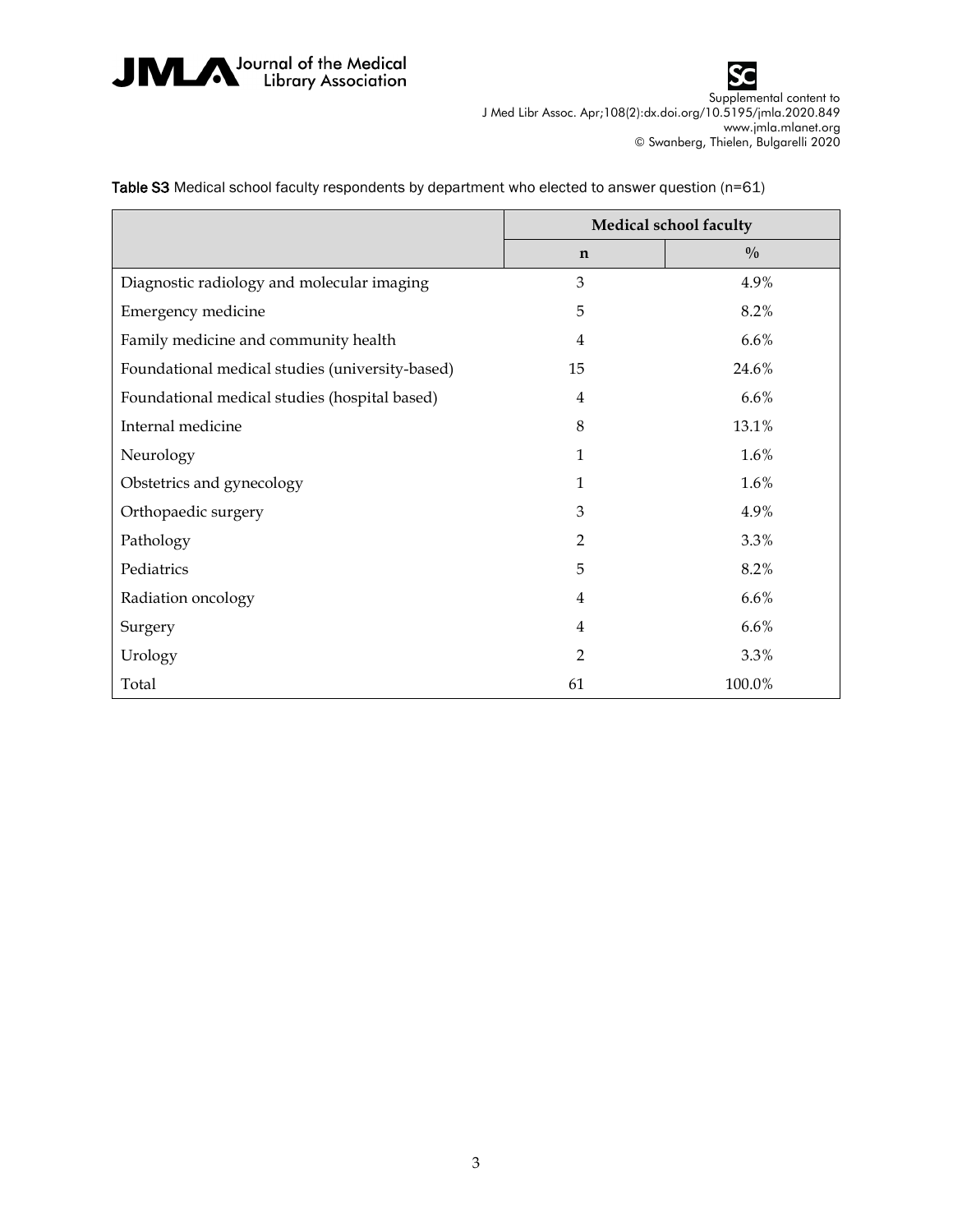**Table S3** Medical school faculty respondents by department who elected to answer question (n=61)

| | Medical school faculty | |
|---|---|---|
| | **n** | **%** |
| Diagnostic radiology and molecular imaging | 3 | 4.9% |
| Emergency medicine | 5 | 8.2% |
| Family medicine and community health | 4 | 6.6% |
| Foundational medical studies (university-based) | 15 | 24.6% |
| Foundational medical studies (hospital based) | 4 | 6.6% |
| Internal medicine | 8 | 13.1% |
| Neurology | 1 | 1.6% |
| Obstetrics and gynecology | 1 | 1.6% |
| Orthopaedic surgery | 3 | 4.9% |
| Pathology | 2 | 3.3% |
| Pediatrics | 5 | 8.2% |
| Radiation oncology | 4 | 6.6% |
| Surgery | 4 | 6.6% |
| Urology | 2 | 3.3% |
| Total | 61 | 100.0% |